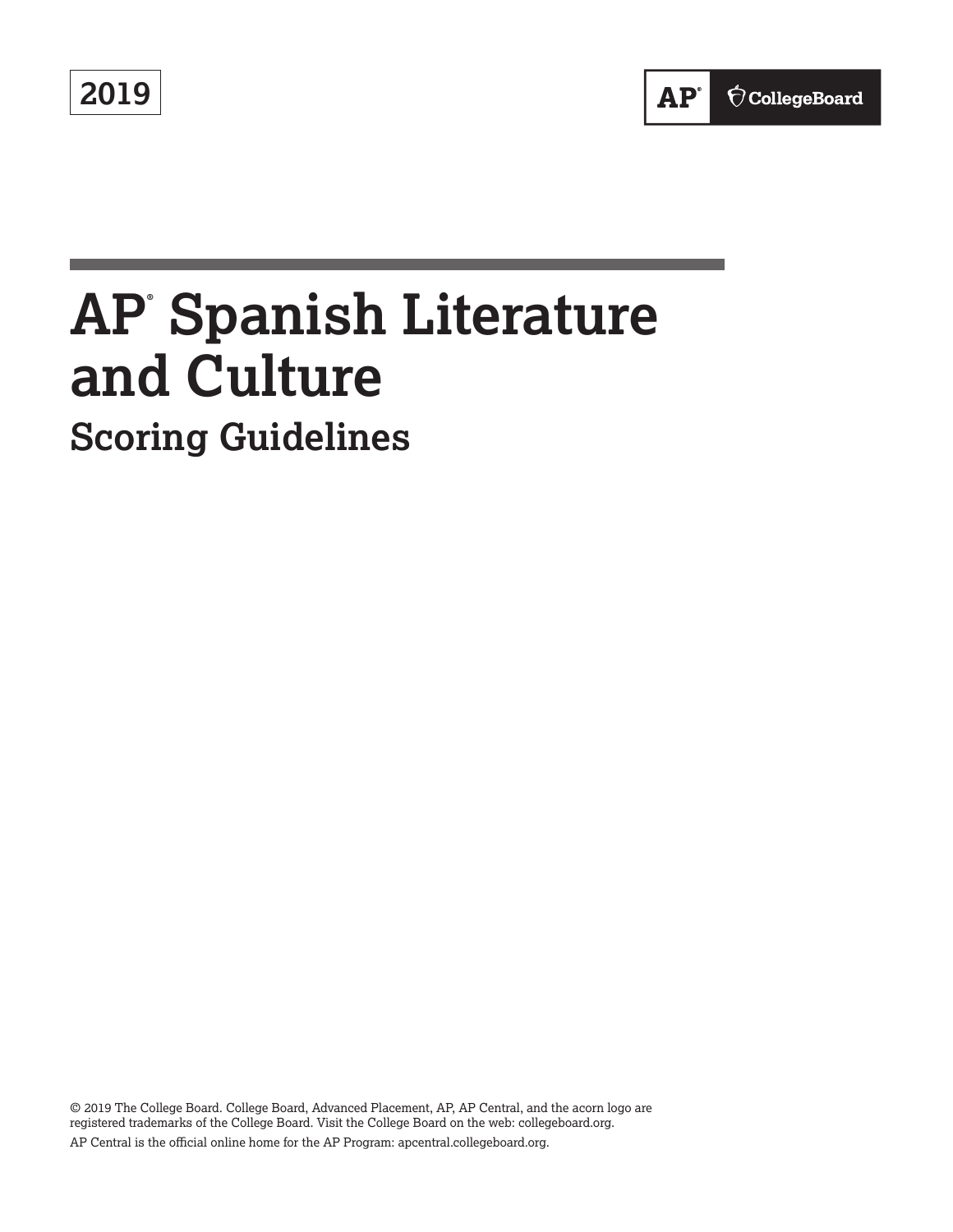2019

AP® CollegeBoard

# AP® Spanish Literature and Culture

## Scoring Guidelines

© 2019 The College Board. College Board, Advanced Placement, AP, AP Central, and the acorn logo are registered trademarks of the College Board. Visit the College Board on the web: collegeboard.org.

AP Central is the official online home for the AP Program: apcentral.collegeboard.org.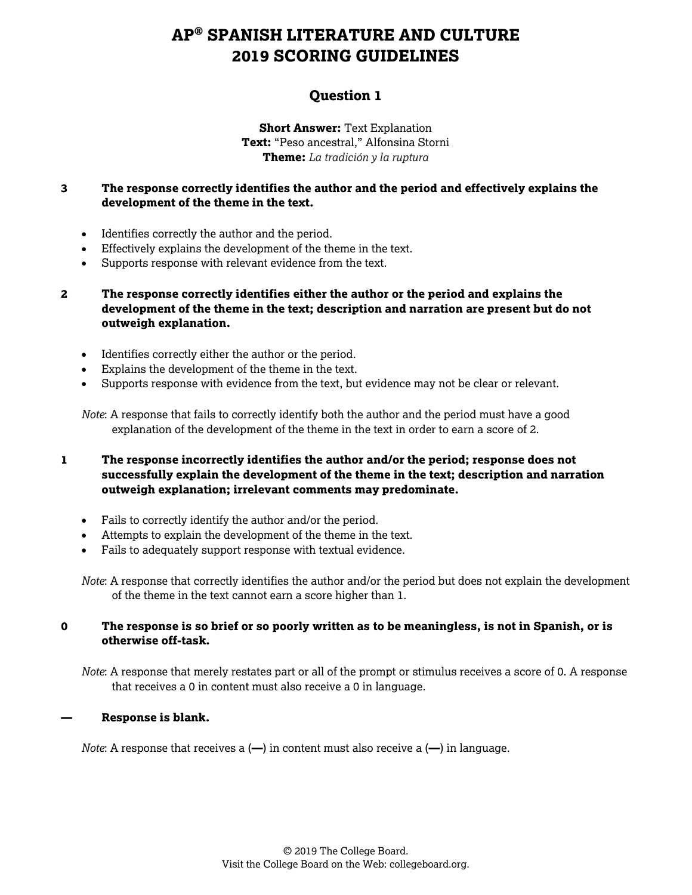# AP® SPANISH LITERATURE AND CULTURE 2019 SCORING GUIDELINES

## Question 1

**Short Answer:** Text Explanation
**Text:** "Peso ancestral," Alfonsina Storni
**Theme:** *La tradición y la ruptura*

**3 The response correctly identifies the author and the period and effectively explains the development of the theme in the text.**

- Identifies correctly the author and the period.
- Effectively explains the development of the theme in the text.
- Supports response with relevant evidence from the text.

**2 The response correctly identifies either the author or the period and explains the development of the theme in the text; description and narration are present but do not outweigh explanation.**

- Identifies correctly either the author or the period.
- Explains the development of the theme in the text.
- Supports response with evidence from the text, but evidence may not be clear or relevant.

*Note*: A response that fails to correctly identify both the author and the period must have a good explanation of the development of the theme in the text in order to earn a score of 2.

**1 The response incorrectly identifies the author and/or the period; response does not successfully explain the development of the theme in the text; description and narration outweigh explanation; irrelevant comments may predominate.**

- Fails to correctly identify the author and/or the period.
- Attempts to explain the development of the theme in the text.
- Fails to adequately support response with textual evidence.

*Note*: A response that correctly identifies the author and/or the period but does not explain the development of the theme in the text cannot earn a score higher than 1.

**0 The response is so brief or so poorly written as to be meaningless, is not in Spanish, or is otherwise off-task.**

*Note*: A response that merely restates part or all of the prompt or stimulus receives a score of 0. A response that receives a 0 in content must also receive a 0 in language.

**— Response is blank.**

*Note*: A response that receives a (**—**) in content must also receive a (**—**) in language.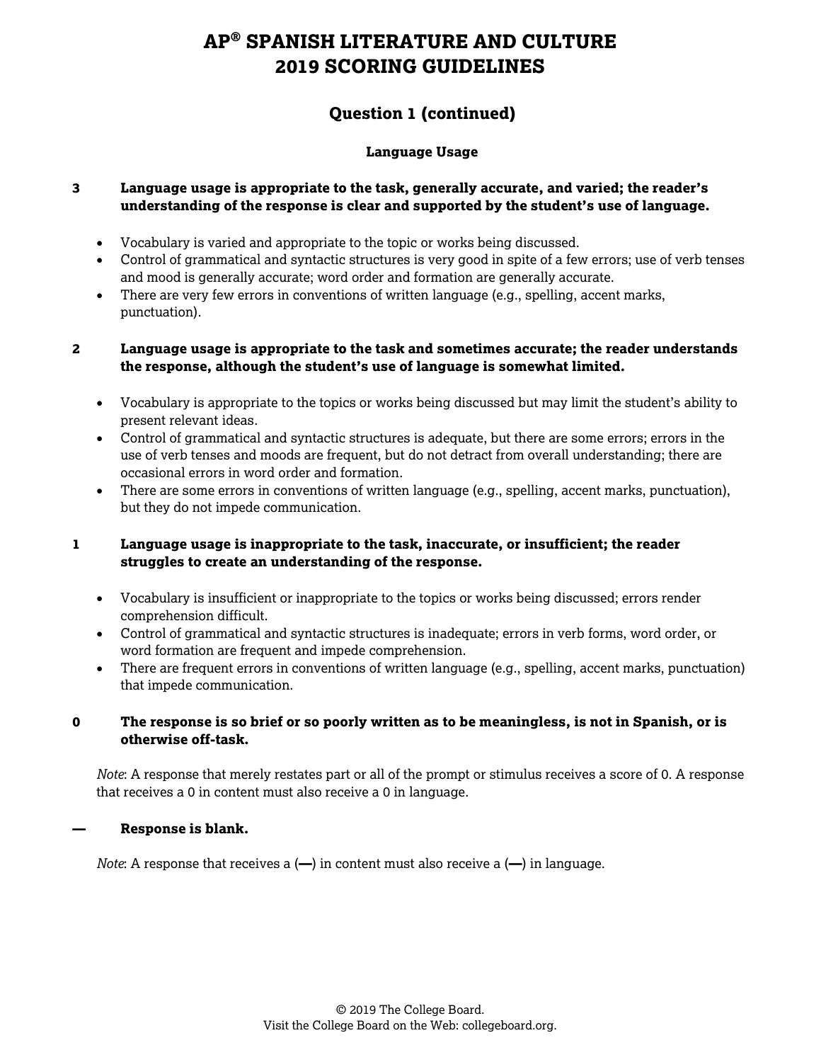# AP® SPANISH LITERATURE AND CULTURE
# 2019 SCORING GUIDELINES

## Question 1 (continued)

### Language Usage

**3 Language usage is appropriate to the task, generally accurate, and varied; the reader's understanding of the response is clear and supported by the student's use of language.**

- Vocabulary is varied and appropriate to the topic or works being discussed.
- Control of grammatical and syntactic structures is very good in spite of a few errors; use of verb tenses and mood is generally accurate; word order and formation are generally accurate.
- There are very few errors in conventions of written language (e.g., spelling, accent marks, punctuation).

**2 Language usage is appropriate to the task and sometimes accurate; the reader understands the response, although the student's use of language is somewhat limited.**

- Vocabulary is appropriate to the topics or works being discussed but may limit the student's ability to present relevant ideas.
- Control of grammatical and syntactic structures is adequate, but there are some errors; errors in the use of verb tenses and moods are frequent, but do not detract from overall understanding; there are occasional errors in word order and formation.
- There are some errors in conventions of written language (e.g., spelling, accent marks, punctuation), but they do not impede communication.

**1 Language usage is inappropriate to the task, inaccurate, or insufficient; the reader struggles to create an understanding of the response.**

- Vocabulary is insufficient or inappropriate to the topics or works being discussed; errors render comprehension difficult.
- Control of grammatical and syntactic structures is inadequate; errors in verb forms, word order, or word formation are frequent and impede comprehension.
- There are frequent errors in conventions of written language (e.g., spelling, accent marks, punctuation) that impede communication.

**0 The response is so brief or so poorly written as to be meaningless, is not in Spanish, or is otherwise off-task.**

*Note*: A response that merely restates part or all of the prompt or stimulus receives a score of 0. A response that receives a 0 in content must also receive a 0 in language.

**— Response is blank.**

*Note*: A response that receives a (**—**) in content must also receive a (**—**) in language.

© 2019 The College Board.
Visit the College Board on the Web: collegeboard.org.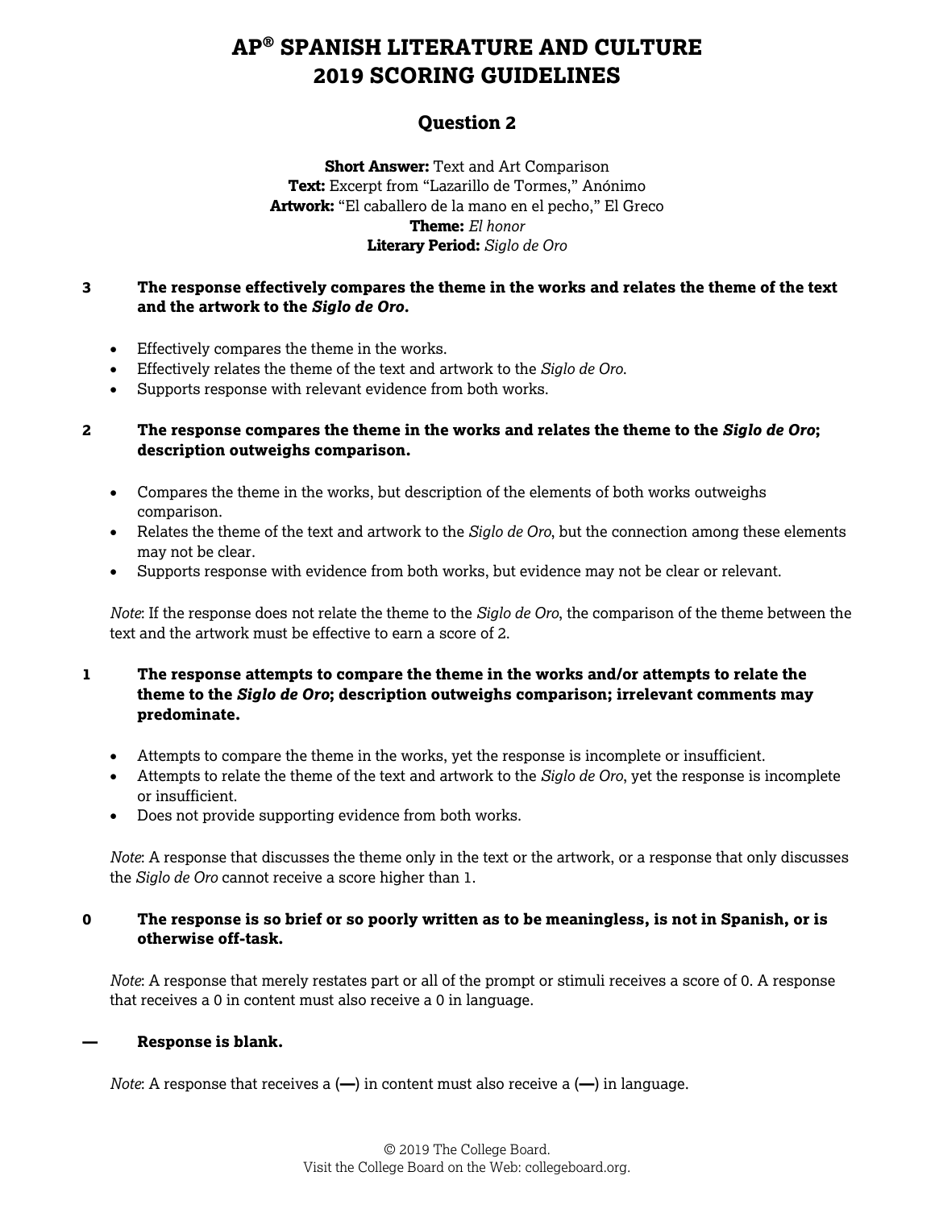# AP® SPANISH LITERATURE AND CULTURE
# 2019 SCORING GUIDELINES

## Question 2

**Short Answer:** Text and Art Comparison
**Text:** Excerpt from "Lazarillo de Tormes," Anónimo
**Artwork:** "El caballero de la mano en el pecho," El Greco
**Theme:** *El honor*
**Literary Period:** *Siglo de Oro*

**3 The response effectively compares the theme in the works and relates the theme of the text and the artwork to the *Siglo de Oro*.**

- Effectively compares the theme in the works.
- Effectively relates the theme of the text and artwork to the *Siglo de Oro*.
- Supports response with relevant evidence from both works.

**2 The response compares the theme in the works and relates the theme to the *Siglo de Oro*; description outweighs comparison.**

- Compares the theme in the works, but description of the elements of both works outweighs comparison.
- Relates the theme of the text and artwork to the *Siglo de Oro*, but the connection among these elements may not be clear.
- Supports response with evidence from both works, but evidence may not be clear or relevant.

*Note*: If the response does not relate the theme to the *Siglo de Oro*, the comparison of the theme between the text and the artwork must be effective to earn a score of 2.

**1 The response attempts to compare the theme in the works and/or attempts to relate the theme to the *Siglo de Oro*; description outweighs comparison; irrelevant comments may predominate.**

- Attempts to compare the theme in the works, yet the response is incomplete or insufficient.
- Attempts to relate the theme of the text and artwork to the *Siglo de Oro*, yet the response is incomplete or insufficient.
- Does not provide supporting evidence from both works.

*Note*: A response that discusses the theme only in the text or the artwork, or a response that only discusses the *Siglo de Oro* cannot receive a score higher than 1.

**0 The response is so brief or so poorly written as to be meaningless, is not in Spanish, or is otherwise off-task.**

*Note*: A response that merely restates part or all of the prompt or stimuli receives a score of 0. A response that receives a 0 in content must also receive a 0 in language.

**— Response is blank.**

*Note*: A response that receives a (**—**) in content must also receive a (**—**) in language.

© 2019 The College Board.
Visit the College Board on the Web: collegeboard.org.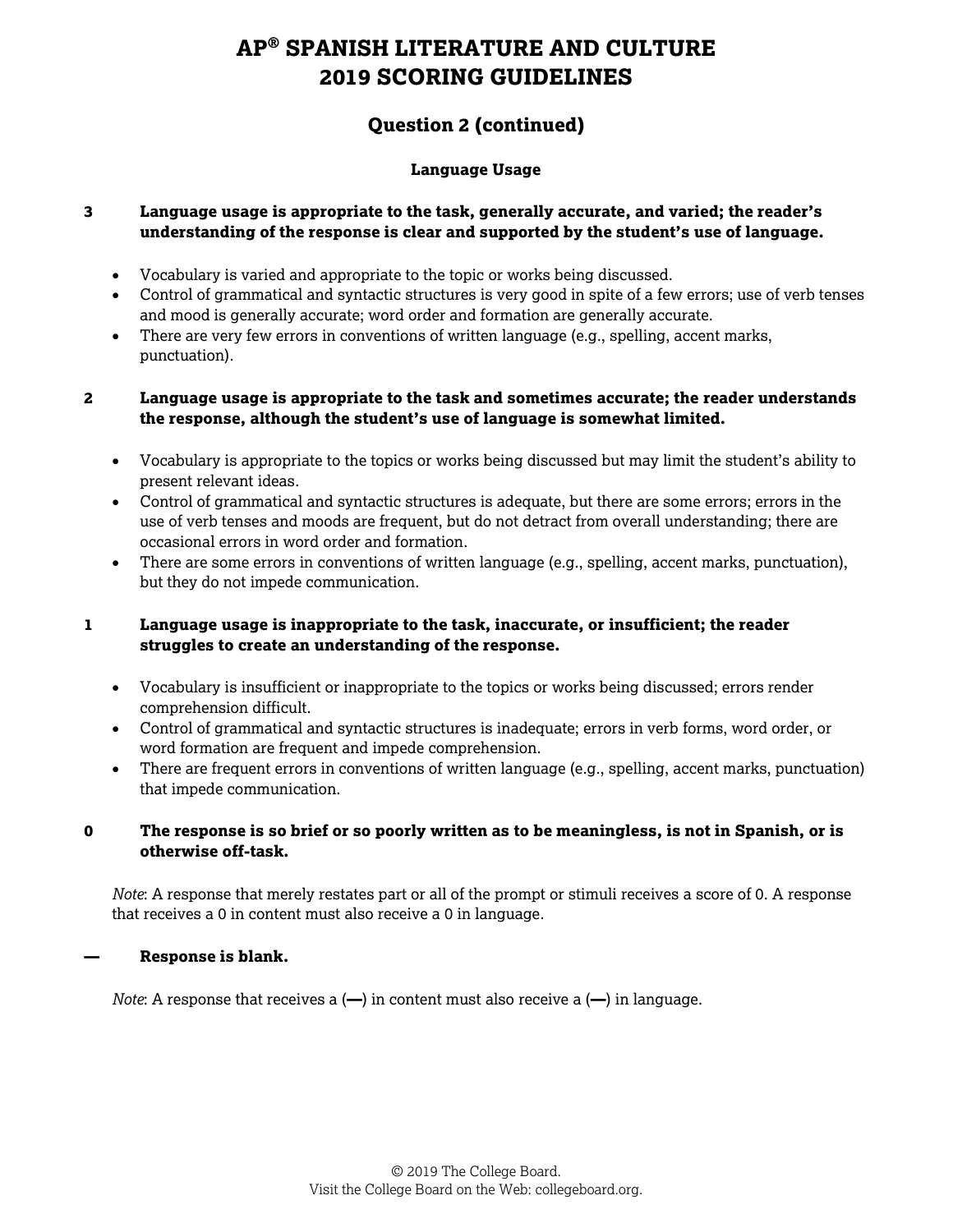# AP® SPANISH LITERATURE AND CULTURE
# 2019 SCORING GUIDELINES

## Question 2 (continued)

### Language Usage

**3 Language usage is appropriate to the task, generally accurate, and varied; the reader's understanding of the response is clear and supported by the student's use of language.**

- Vocabulary is varied and appropriate to the topic or works being discussed.
- Control of grammatical and syntactic structures is very good in spite of a few errors; use of verb tenses and mood is generally accurate; word order and formation are generally accurate.
- There are very few errors in conventions of written language (e.g., spelling, accent marks, punctuation).

**2 Language usage is appropriate to the task and sometimes accurate; the reader understands the response, although the student's use of language is somewhat limited.**

- Vocabulary is appropriate to the topics or works being discussed but may limit the student's ability to present relevant ideas.
- Control of grammatical and syntactic structures is adequate, but there are some errors; errors in the use of verb tenses and moods are frequent, but do not detract from overall understanding; there are occasional errors in word order and formation.
- There are some errors in conventions of written language (e.g., spelling, accent marks, punctuation), but they do not impede communication.

**1 Language usage is inappropriate to the task, inaccurate, or insufficient; the reader struggles to create an understanding of the response.**

- Vocabulary is insufficient or inappropriate to the topics or works being discussed; errors render comprehension difficult.
- Control of grammatical and syntactic structures is inadequate; errors in verb forms, word order, or word formation are frequent and impede comprehension.
- There are frequent errors in conventions of written language (e.g., spelling, accent marks, punctuation) that impede communication.

**0 The response is so brief or so poorly written as to be meaningless, is not in Spanish, or is otherwise off-task.**

*Note*: A response that merely restates part or all of the prompt or stimuli receives a score of 0. A response that receives a 0 in content must also receive a 0 in language.

**— Response is blank.**

*Note*: A response that receives a (**—**) in content must also receive a (**—**) in language.

© 2019 The College Board.
Visit the College Board on the Web: collegeboard.org.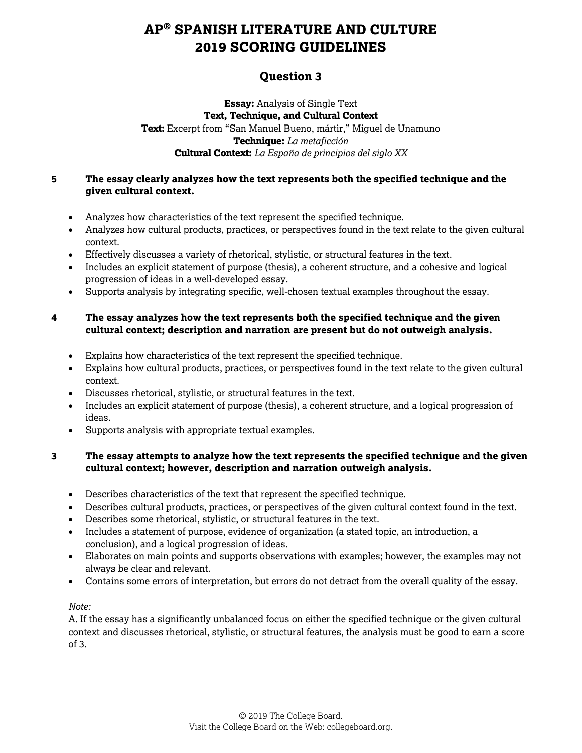# AP® SPANISH LITERATURE AND CULTURE
# 2019 SCORING GUIDELINES

## Question 3

**Essay:** Analysis of Single Text
**Text, Technique, and Cultural Context**
**Text:** Excerpt from "San Manuel Bueno, mártir," Miguel de Unamuno
**Technique:** *La metaficción*
**Cultural Context:** *La España de principios del siglo XX*

**5 The essay clearly analyzes how the text represents both the specified technique and the given cultural context.**

- Analyzes how characteristics of the text represent the specified technique.
- Analyzes how cultural products, practices, or perspectives found in the text relate to the given cultural context.
- Effectively discusses a variety of rhetorical, stylistic, or structural features in the text.
- Includes an explicit statement of purpose (thesis), a coherent structure, and a cohesive and logical progression of ideas in a well-developed essay.
- Supports analysis by integrating specific, well-chosen textual examples throughout the essay.

**4 The essay analyzes how the text represents both the specified technique and the given cultural context; description and narration are present but do not outweigh analysis.**

- Explains how characteristics of the text represent the specified technique.
- Explains how cultural products, practices, or perspectives found in the text relate to the given cultural context.
- Discusses rhetorical, stylistic, or structural features in the text.
- Includes an explicit statement of purpose (thesis), a coherent structure, and a logical progression of ideas.
- Supports analysis with appropriate textual examples.

**3 The essay attempts to analyze how the text represents the specified technique and the given cultural context; however, description and narration outweigh analysis.**

- Describes characteristics of the text that represent the specified technique.
- Describes cultural products, practices, or perspectives of the given cultural context found in the text.
- Describes some rhetorical, stylistic, or structural features in the text.
- Includes a statement of purpose, evidence of organization (a stated topic, an introduction, a conclusion), and a logical progression of ideas.
- Elaborates on main points and supports observations with examples; however, the examples may not always be clear and relevant.
- Contains some errors of interpretation, but errors do not detract from the overall quality of the essay.

*Note:*
A. If the essay has a significantly unbalanced focus on either the specified technique or the given cultural context and discusses rhetorical, stylistic, or structural features, the analysis must be good to earn a score of 3.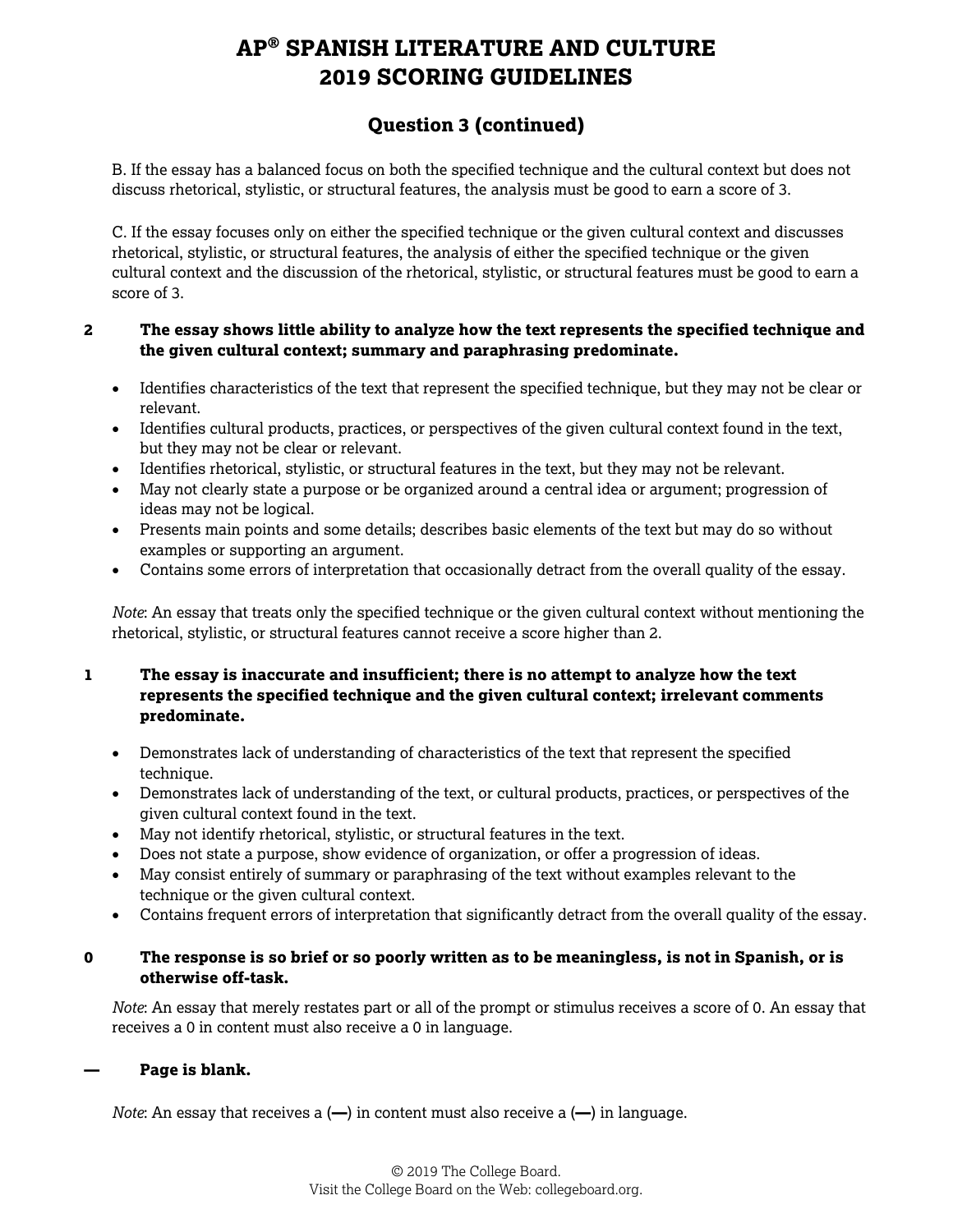# AP® SPANISH LITERATURE AND CULTURE 2019 SCORING GUIDELINES

## Question 3 (continued)

B. If the essay has a balanced focus on both the specified technique and the cultural context but does not discuss rhetorical, stylistic, or structural features, the analysis must be good to earn a score of 3.

C. If the essay focuses only on either the specified technique or the given cultural context and discusses rhetorical, stylistic, or structural features, the analysis of either the specified technique or the given cultural context and the discussion of the rhetorical, stylistic, or structural features must be good to earn a score of 3.

**2 The essay shows little ability to analyze how the text represents the specified technique and the given cultural context; summary and paraphrasing predominate.**

- Identifies characteristics of the text that represent the specified technique, but they may not be clear or relevant.
- Identifies cultural products, practices, or perspectives of the given cultural context found in the text, but they may not be clear or relevant.
- Identifies rhetorical, stylistic, or structural features in the text, but they may not be relevant.
- May not clearly state a purpose or be organized around a central idea or argument; progression of ideas may not be logical.
- Presents main points and some details; describes basic elements of the text but may do so without examples or supporting an argument.
- Contains some errors of interpretation that occasionally detract from the overall quality of the essay.

*Note*: An essay that treats only the specified technique or the given cultural context without mentioning the rhetorical, stylistic, or structural features cannot receive a score higher than 2.

**1 The essay is inaccurate and insufficient; there is no attempt to analyze how the text represents the specified technique and the given cultural context; irrelevant comments predominate.**

- Demonstrates lack of understanding of characteristics of the text that represent the specified technique.
- Demonstrates lack of understanding of the text, or cultural products, practices, or perspectives of the given cultural context found in the text.
- May not identify rhetorical, stylistic, or structural features in the text.
- Does not state a purpose, show evidence of organization, or offer a progression of ideas.
- May consist entirely of summary or paraphrasing of the text without examples relevant to the technique or the given cultural context.
- Contains frequent errors of interpretation that significantly detract from the overall quality of the essay.

**0 The response is so brief or so poorly written as to be meaningless, is not in Spanish, or is otherwise off-task.**

*Note*: An essay that merely restates part or all of the prompt or stimulus receives a score of 0. An essay that receives a 0 in content must also receive a 0 in language.

**— Page is blank.**

*Note*: An essay that receives a (**—**) in content must also receive a (**—**) in language.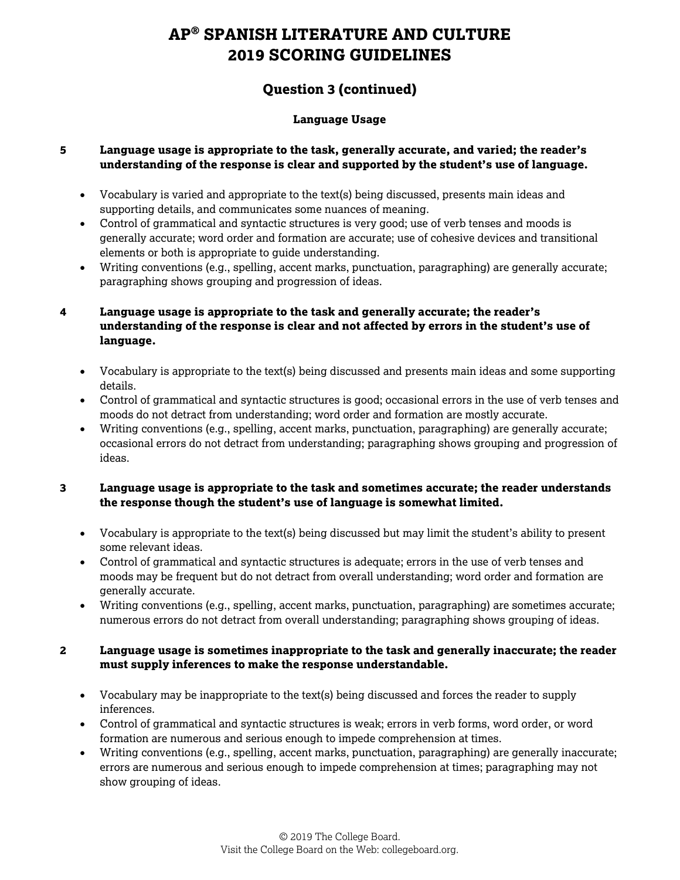# AP® SPANISH LITERATURE AND CULTURE 2019 SCORING GUIDELINES

## Question 3 (continued)

### Language Usage

**5 Language usage is appropriate to the task, generally accurate, and varied; the reader's understanding of the response is clear and supported by the student's use of language.**

- Vocabulary is varied and appropriate to the text(s) being discussed, presents main ideas and supporting details, and communicates some nuances of meaning.
- Control of grammatical and syntactic structures is very good; use of verb tenses and moods is generally accurate; word order and formation are accurate; use of cohesive devices and transitional elements or both is appropriate to guide understanding.
- Writing conventions (e.g., spelling, accent marks, punctuation, paragraphing) are generally accurate; paragraphing shows grouping and progression of ideas.

**4 Language usage is appropriate to the task and generally accurate; the reader's understanding of the response is clear and not affected by errors in the student's use of language.**

- Vocabulary is appropriate to the text(s) being discussed and presents main ideas and some supporting details.
- Control of grammatical and syntactic structures is good; occasional errors in the use of verb tenses and moods do not detract from understanding; word order and formation are mostly accurate.
- Writing conventions (e.g., spelling, accent marks, punctuation, paragraphing) are generally accurate; occasional errors do not detract from understanding; paragraphing shows grouping and progression of ideas.

**3 Language usage is appropriate to the task and sometimes accurate; the reader understands the response though the student's use of language is somewhat limited.**

- Vocabulary is appropriate to the text(s) being discussed but may limit the student's ability to present some relevant ideas.
- Control of grammatical and syntactic structures is adequate; errors in the use of verb tenses and moods may be frequent but do not detract from overall understanding; word order and formation are generally accurate.
- Writing conventions (e.g., spelling, accent marks, punctuation, paragraphing) are sometimes accurate; numerous errors do not detract from overall understanding; paragraphing shows grouping of ideas.

**2 Language usage is sometimes inappropriate to the task and generally inaccurate; the reader must supply inferences to make the response understandable.**

- Vocabulary may be inappropriate to the text(s) being discussed and forces the reader to supply inferences.
- Control of grammatical and syntactic structures is weak; errors in verb forms, word order, or word formation are numerous and serious enough to impede comprehension at times.
- Writing conventions (e.g., spelling, accent marks, punctuation, paragraphing) are generally inaccurate; errors are numerous and serious enough to impede comprehension at times; paragraphing may not show grouping of ideas.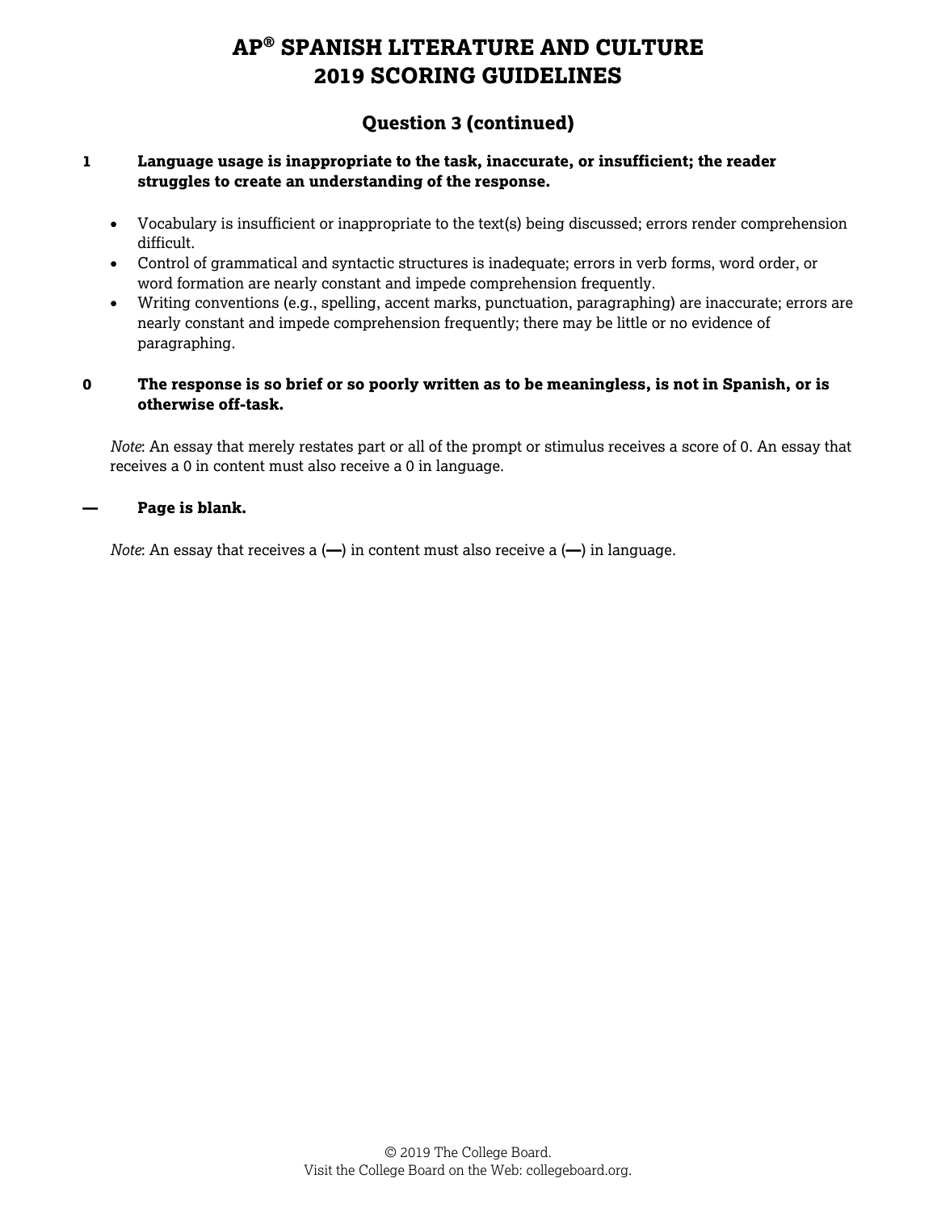# AP® SPANISH LITERATURE AND CULTURE 2019 SCORING GUIDELINES

## Question 3 (continued)

**1 Language usage is inappropriate to the task, inaccurate, or insufficient; the reader struggles to create an understanding of the response.**

- Vocabulary is insufficient or inappropriate to the text(s) being discussed; errors render comprehension difficult.
- Control of grammatical and syntactic structures is inadequate; errors in verb forms, word order, or word formation are nearly constant and impede comprehension frequently.
- Writing conventions (e.g., spelling, accent marks, punctuation, paragraphing) are inaccurate; errors are nearly constant and impede comprehension frequently; there may be little or no evidence of paragraphing.

**0 The response is so brief or so poorly written as to be meaningless, is not in Spanish, or is otherwise off-task.**

*Note*: An essay that merely restates part or all of the prompt or stimulus receives a score of 0. An essay that receives a 0 in content must also receive a 0 in language.

**— Page is blank.**

*Note*: An essay that receives a (**—**) in content must also receive a (**—**) in language.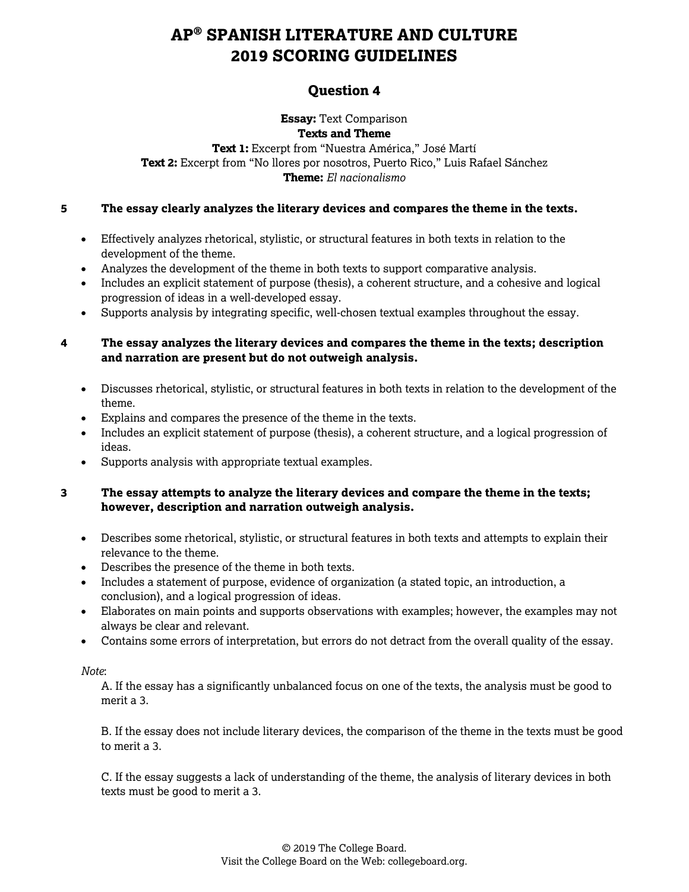# AP® SPANISH LITERATURE AND CULTURE 2019 SCORING GUIDELINES

## Question 4

**Essay:** Text Comparison
**Texts and Theme**
**Text 1:** Excerpt from "Nuestra América," José Martí
**Text 2:** Excerpt from "No llores por nosotros, Puerto Rico," Luis Rafael Sánchez
**Theme:** *El nacionalismo*

**5 The essay clearly analyzes the literary devices and compares the theme in the texts.**

- Effectively analyzes rhetorical, stylistic, or structural features in both texts in relation to the development of the theme.
- Analyzes the development of the theme in both texts to support comparative analysis.
- Includes an explicit statement of purpose (thesis), a coherent structure, and a cohesive and logical progression of ideas in a well-developed essay.
- Supports analysis by integrating specific, well-chosen textual examples throughout the essay.

**4 The essay analyzes the literary devices and compares the theme in the texts; description and narration are present but do not outweigh analysis.**

- Discusses rhetorical, stylistic, or structural features in both texts in relation to the development of the theme.
- Explains and compares the presence of the theme in the texts.
- Includes an explicit statement of purpose (thesis), a coherent structure, and a logical progression of ideas.
- Supports analysis with appropriate textual examples.

**3 The essay attempts to analyze the literary devices and compare the theme in the texts; however, description and narration outweigh analysis.**

- Describes some rhetorical, stylistic, or structural features in both texts and attempts to explain their relevance to the theme.
- Describes the presence of the theme in both texts.
- Includes a statement of purpose, evidence of organization (a stated topic, an introduction, a conclusion), and a logical progression of ideas.
- Elaborates on main points and supports observations with examples; however, the examples may not always be clear and relevant.
- Contains some errors of interpretation, but errors do not detract from the overall quality of the essay.

*Note*:

A. If the essay has a significantly unbalanced focus on one of the texts, the analysis must be good to merit a 3.

B. If the essay does not include literary devices, the comparison of the theme in the texts must be good to merit a 3.

C. If the essay suggests a lack of understanding of the theme, the analysis of literary devices in both texts must be good to merit a 3.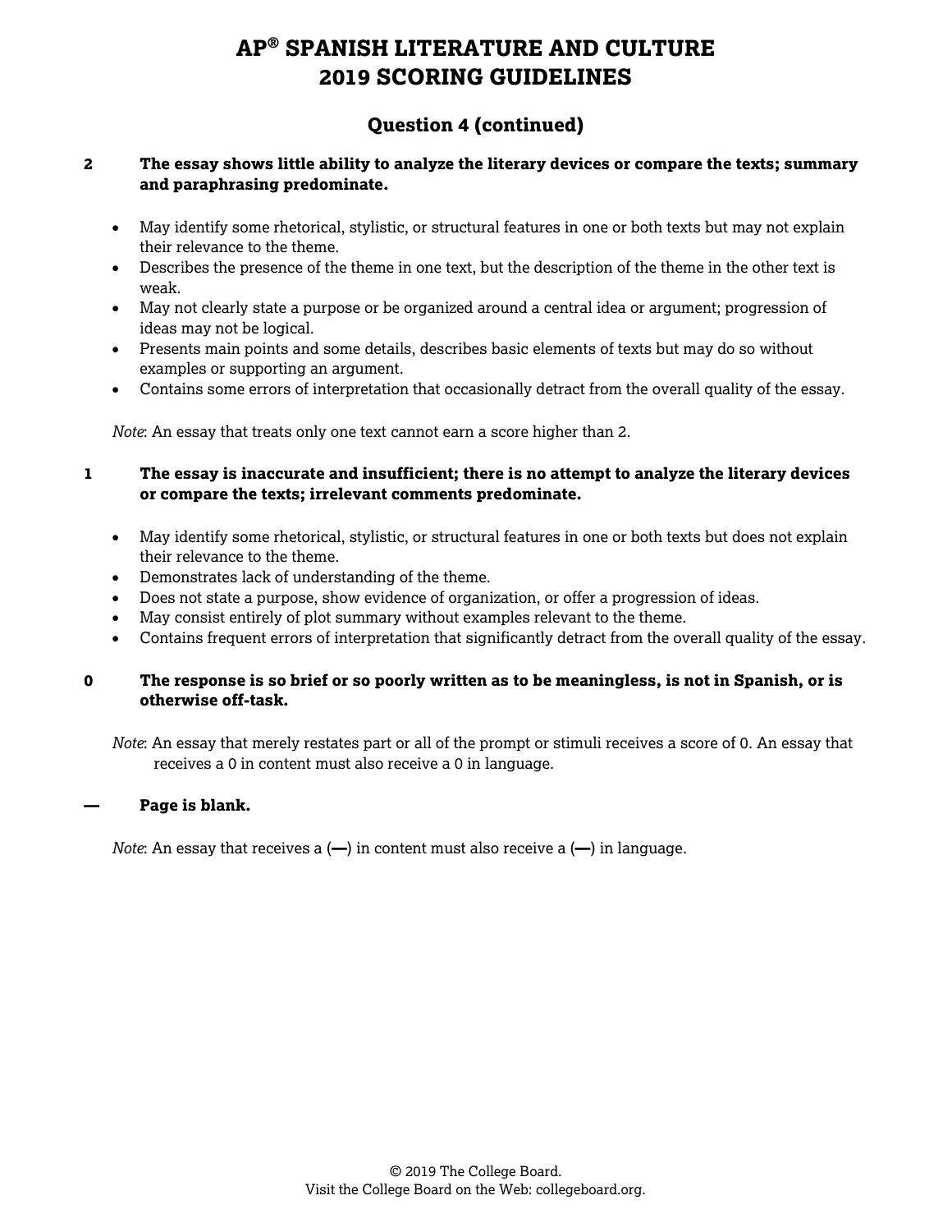# AP® SPANISH LITERATURE AND CULTURE 2019 SCORING GUIDELINES

## Question 4 (continued)

**2 The essay shows little ability to analyze the literary devices or compare the texts; summary and paraphrasing predominate.**

- May identify some rhetorical, stylistic, or structural features in one or both texts but may not explain their relevance to the theme.
- Describes the presence of the theme in one text, but the description of the theme in the other text is weak.
- May not clearly state a purpose or be organized around a central idea or argument; progression of ideas may not be logical.
- Presents main points and some details, describes basic elements of texts but may do so without examples or supporting an argument.
- Contains some errors of interpretation that occasionally detract from the overall quality of the essay.

*Note*: An essay that treats only one text cannot earn a score higher than 2.

**1 The essay is inaccurate and insufficient; there is no attempt to analyze the literary devices or compare the texts; irrelevant comments predominate.**

- May identify some rhetorical, stylistic, or structural features in one or both texts but does not explain their relevance to the theme.
- Demonstrates lack of understanding of the theme.
- Does not state a purpose, show evidence of organization, or offer a progression of ideas.
- May consist entirely of plot summary without examples relevant to the theme.
- Contains frequent errors of interpretation that significantly detract from the overall quality of the essay.

**0 The response is so brief or so poorly written as to be meaningless, is not in Spanish, or is otherwise off-task.**

*Note*: An essay that merely restates part or all of the prompt or stimuli receives a score of 0. An essay that receives a 0 in content must also receive a 0 in language.

**— Page is blank.**

*Note*: An essay that receives a (**—**) in content must also receive a (**—**) in language.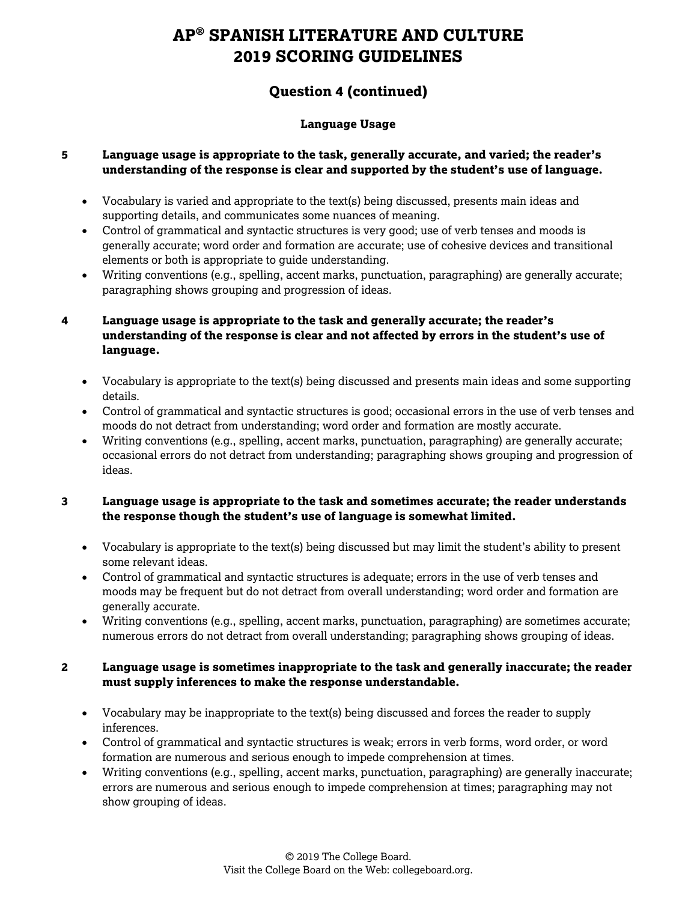# AP® SPANISH LITERATURE AND CULTURE 2019 SCORING GUIDELINES

## Question 4 (continued)

### Language Usage

**5 Language usage is appropriate to the task, generally accurate, and varied; the reader's understanding of the response is clear and supported by the student's use of language.**

- Vocabulary is varied and appropriate to the text(s) being discussed, presents main ideas and supporting details, and communicates some nuances of meaning.
- Control of grammatical and syntactic structures is very good; use of verb tenses and moods is generally accurate; word order and formation are accurate; use of cohesive devices and transitional elements or both is appropriate to guide understanding.
- Writing conventions (e.g., spelling, accent marks, punctuation, paragraphing) are generally accurate; paragraphing shows grouping and progression of ideas.

**4 Language usage is appropriate to the task and generally accurate; the reader's understanding of the response is clear and not affected by errors in the student's use of language.**

- Vocabulary is appropriate to the text(s) being discussed and presents main ideas and some supporting details.
- Control of grammatical and syntactic structures is good; occasional errors in the use of verb tenses and moods do not detract from understanding; word order and formation are mostly accurate.
- Writing conventions (e.g., spelling, accent marks, punctuation, paragraphing) are generally accurate; occasional errors do not detract from understanding; paragraphing shows grouping and progression of ideas.

**3 Language usage is appropriate to the task and sometimes accurate; the reader understands the response though the student's use of language is somewhat limited.**

- Vocabulary is appropriate to the text(s) being discussed but may limit the student's ability to present some relevant ideas.
- Control of grammatical and syntactic structures is adequate; errors in the use of verb tenses and moods may be frequent but do not detract from overall understanding; word order and formation are generally accurate.
- Writing conventions (e.g., spelling, accent marks, punctuation, paragraphing) are sometimes accurate; numerous errors do not detract from overall understanding; paragraphing shows grouping of ideas.

**2 Language usage is sometimes inappropriate to the task and generally inaccurate; the reader must supply inferences to make the response understandable.**

- Vocabulary may be inappropriate to the text(s) being discussed and forces the reader to supply inferences.
- Control of grammatical and syntactic structures is weak; errors in verb forms, word order, or word formation are numerous and serious enough to impede comprehension at times.
- Writing conventions (e.g., spelling, accent marks, punctuation, paragraphing) are generally inaccurate; errors are numerous and serious enough to impede comprehension at times; paragraphing may not show grouping of ideas.

© 2019 The College Board.
Visit the College Board on the Web: collegeboard.org.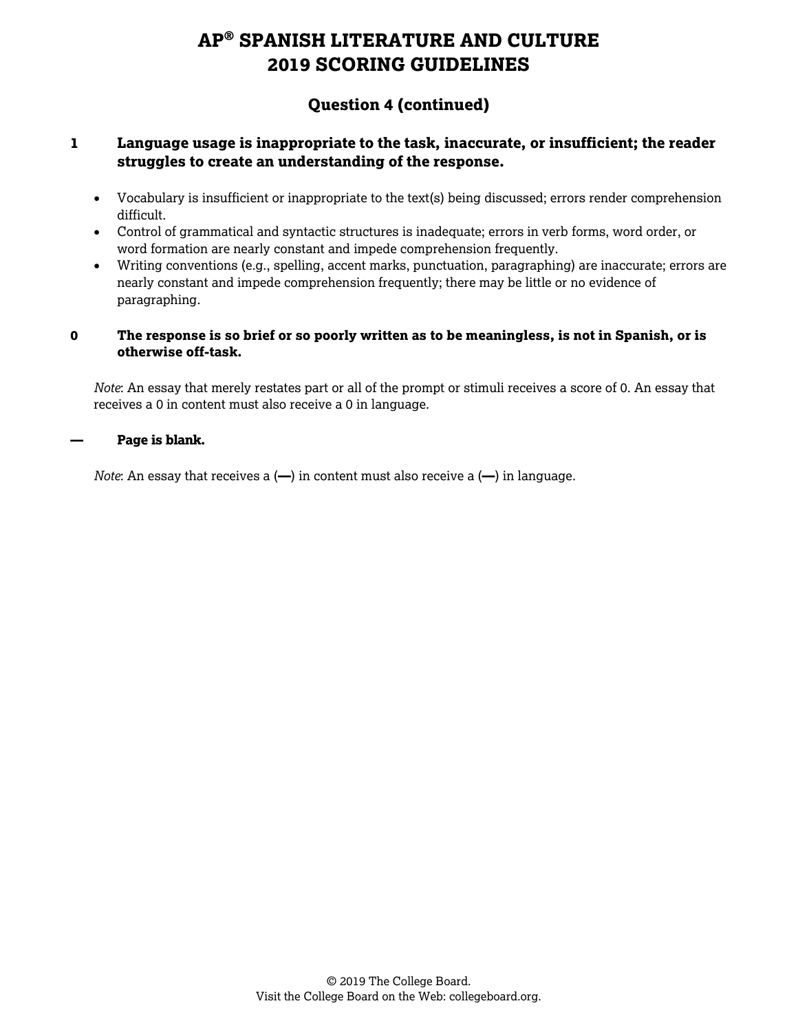# AP® SPANISH LITERATURE AND CULTURE
# 2019 SCORING GUIDELINES

## Question 4 (continued)

**1 Language usage is inappropriate to the task, inaccurate, or insufficient; the reader struggles to create an understanding of the response.**

- Vocabulary is insufficient or inappropriate to the text(s) being discussed; errors render comprehension difficult.
- Control of grammatical and syntactic structures is inadequate; errors in verb forms, word order, or word formation are nearly constant and impede comprehension frequently.
- Writing conventions (e.g., spelling, accent marks, punctuation, paragraphing) are inaccurate; errors are nearly constant and impede comprehension frequently; there may be little or no evidence of paragraphing.

**0 The response is so brief or so poorly written as to be meaningless, is not in Spanish, or is otherwise off-task.**

*Note*: An essay that merely restates part or all of the prompt or stimuli receives a score of 0. An essay that receives a 0 in content must also receive a 0 in language.

**— Page is blank.**

*Note*: An essay that receives a (**—**) in content must also receive a (**—**) in language.